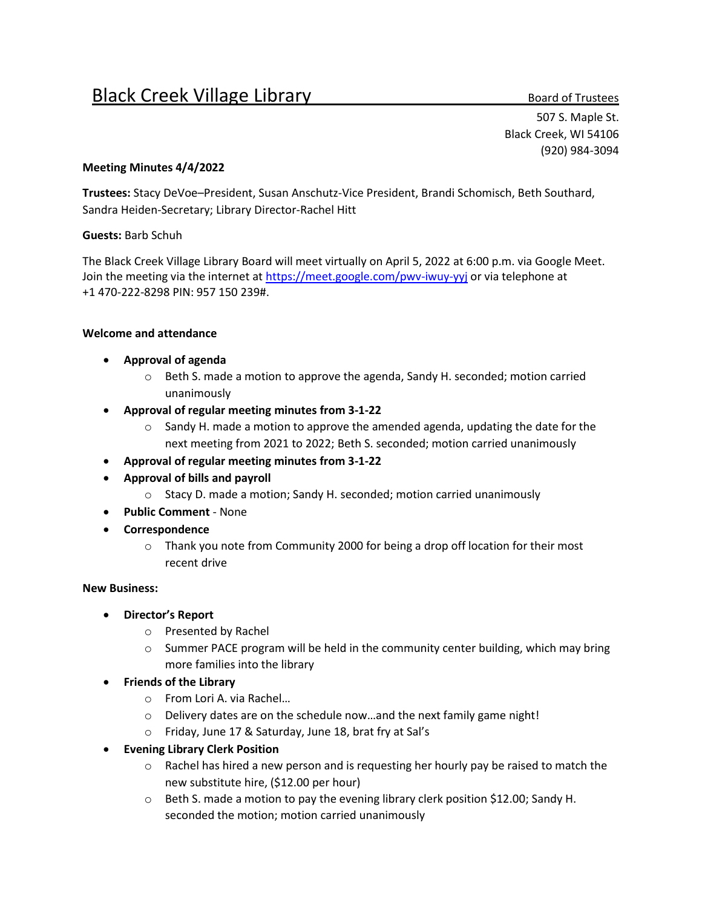# Black Creek Village Library

Board of Trustees

507 S. Maple St.
Black Creek, WI 54106
(920) 984-3094

**Meeting Minutes 4/4/2022**

**Trustees:** Stacy DeVoe–President, Susan Anschutz-Vice President, Brandi Schomisch, Beth Southard, Sandra Heiden-Secretary; Library Director-Rachel Hitt

**Guests:** Barb Schuh

The Black Creek Village Library Board will meet virtually on April 5, 2022 at 6:00 p.m. via Google Meet. Join the meeting via the internet at https://meet.google.com/pwv-iwuy-yyj or via telephone at +1 470-222-8298 PIN: 957 150 239#.

**Welcome and attendance**

- **Approval of agenda**
  - Beth S. made a motion to approve the agenda, Sandy H. seconded; motion carried unanimously
- **Approval of regular meeting minutes from 3-1-22**
  - Sandy H. made a motion to approve the amended agenda, updating the date for the next meeting from 2021 to 2022; Beth S. seconded; motion carried unanimously
- **Approval of regular meeting minutes from 3-1-22**
- **Approval of bills and payroll**
  - Stacy D. made a motion; Sandy H. seconded; motion carried unanimously
- **Public Comment** - None
- **Correspondence**
  - Thank you note from Community 2000 for being a drop off location for their most recent drive

**New Business:**

- **Director's Report**
  - Presented by Rachel
  - Summer PACE program will be held in the community center building, which may bring more families into the library
- **Friends of the Library**
  - From Lori A. via Rachel…
  - Delivery dates are on the schedule now…and the next family game night!
  - Friday, June 17 & Saturday, June 18, brat fry at Sal's
- **Evening Library Clerk Position**
  - Rachel has hired a new person and is requesting her hourly pay be raised to match the new substitute hire, ($12.00 per hour)
  - Beth S. made a motion to pay the evening library clerk position $12.00; Sandy H. seconded the motion; motion carried unanimously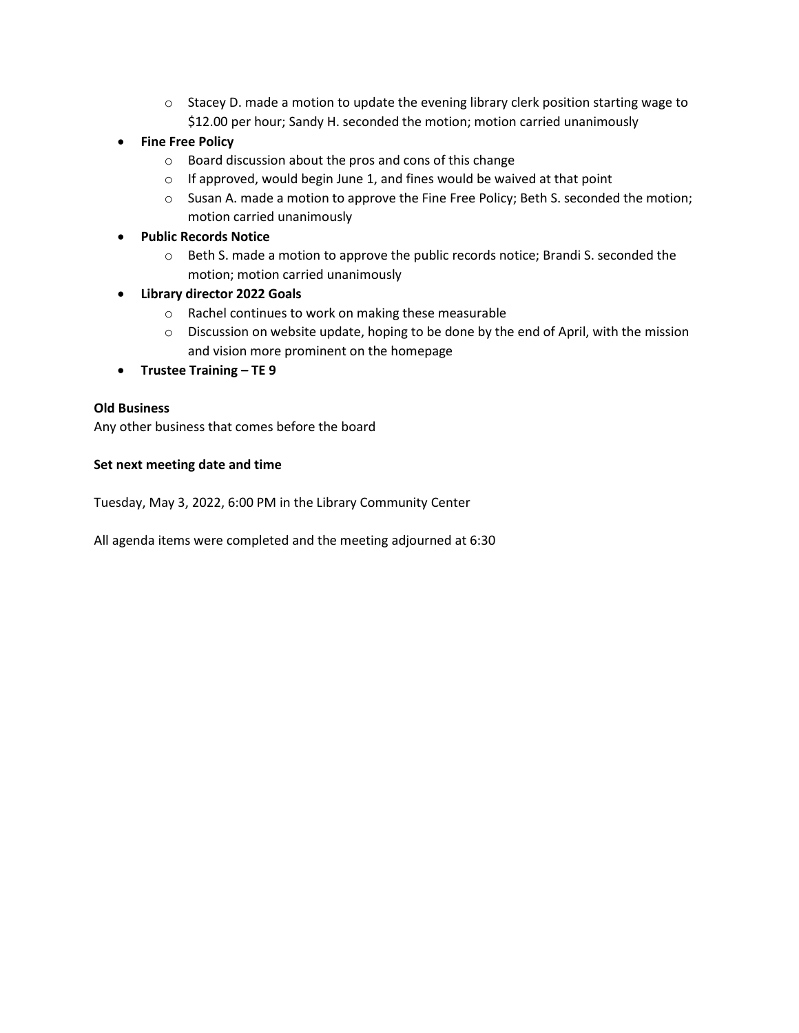- Stacey D. made a motion to update the evening library clerk position starting wage to $12.00 per hour; Sandy H. seconded the motion; motion carried unanimously
- **Fine Free Policy**
  - Board discussion about the pros and cons of this change
  - If approved, would begin June 1, and fines would be waived at that point
  - Susan A. made a motion to approve the Fine Free Policy; Beth S. seconded the motion; motion carried unanimously
- **Public Records Notice**
  - Beth S. made a motion to approve the public records notice; Brandi S. seconded the motion; motion carried unanimously
- **Library director 2022 Goals**
  - Rachel continues to work on making these measurable
  - Discussion on website update, hoping to be done by the end of April, with the mission and vision more prominent on the homepage
- **Trustee Training – TE 9**

**Old Business**
Any other business that comes before the board

**Set next meeting date and time**

Tuesday, May 3, 2022, 6:00 PM in the Library Community Center

All agenda items were completed and the meeting adjourned at 6:30